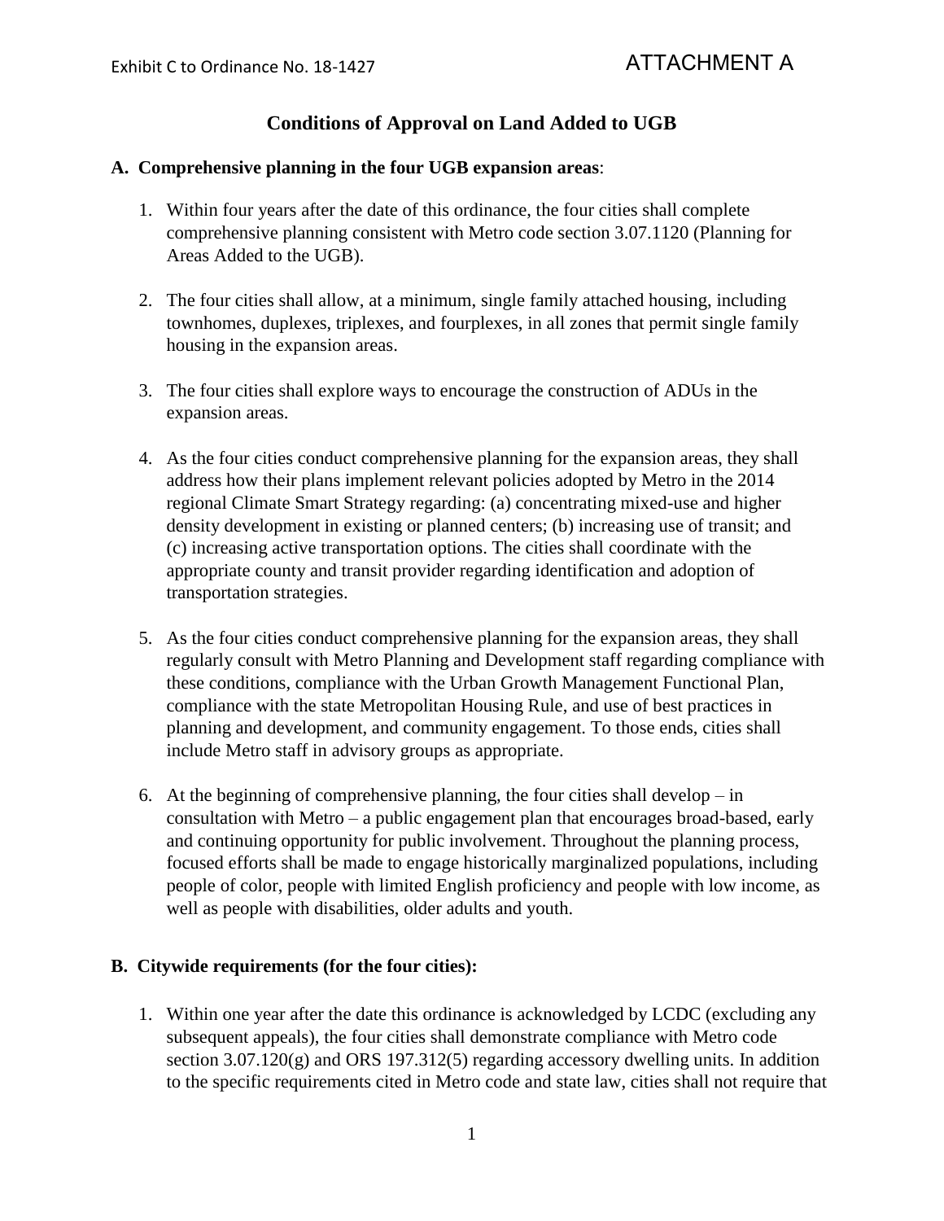Exhibit C to Ordinance No. 18-1427

ATTACHMENT A

# Conditions of Approval on Land Added to UGB

**A. Comprehensive planning in the four UGB expansion areas**:

1. Within four years after the date of this ordinance, the four cities shall complete comprehensive planning consistent with Metro code section 3.07.1120 (Planning for Areas Added to the UGB).

2. The four cities shall allow, at a minimum, single family attached housing, including townhomes, duplexes, triplexes, and fourplexes, in all zones that permit single family housing in the expansion areas.

3. The four cities shall explore ways to encourage the construction of ADUs in the expansion areas.

4. As the four cities conduct comprehensive planning for the expansion areas, they shall address how their plans implement relevant policies adopted by Metro in the 2014 regional Climate Smart Strategy regarding: (a) concentrating mixed-use and higher density development in existing or planned centers; (b) increasing use of transit; and (c) increasing active transportation options. The cities shall coordinate with the appropriate county and transit provider regarding identification and adoption of transportation strategies.

5. As the four cities conduct comprehensive planning for the expansion areas, they shall regularly consult with Metro Planning and Development staff regarding compliance with these conditions, compliance with the Urban Growth Management Functional Plan, compliance with the state Metropolitan Housing Rule, and use of best practices in planning and development, and community engagement. To those ends, cities shall include Metro staff in advisory groups as appropriate.

6. At the beginning of comprehensive planning, the four cities shall develop – in consultation with Metro – a public engagement plan that encourages broad-based, early and continuing opportunity for public involvement. Throughout the planning process, focused efforts shall be made to engage historically marginalized populations, including people of color, people with limited English proficiency and people with low income, as well as people with disabilities, older adults and youth.

**B. Citywide requirements (for the four cities):**

1. Within one year after the date this ordinance is acknowledged by LCDC (excluding any subsequent appeals), the four cities shall demonstrate compliance with Metro code section 3.07.120(g) and ORS 197.312(5) regarding accessory dwelling units. In addition to the specific requirements cited in Metro code and state law, cities shall not require that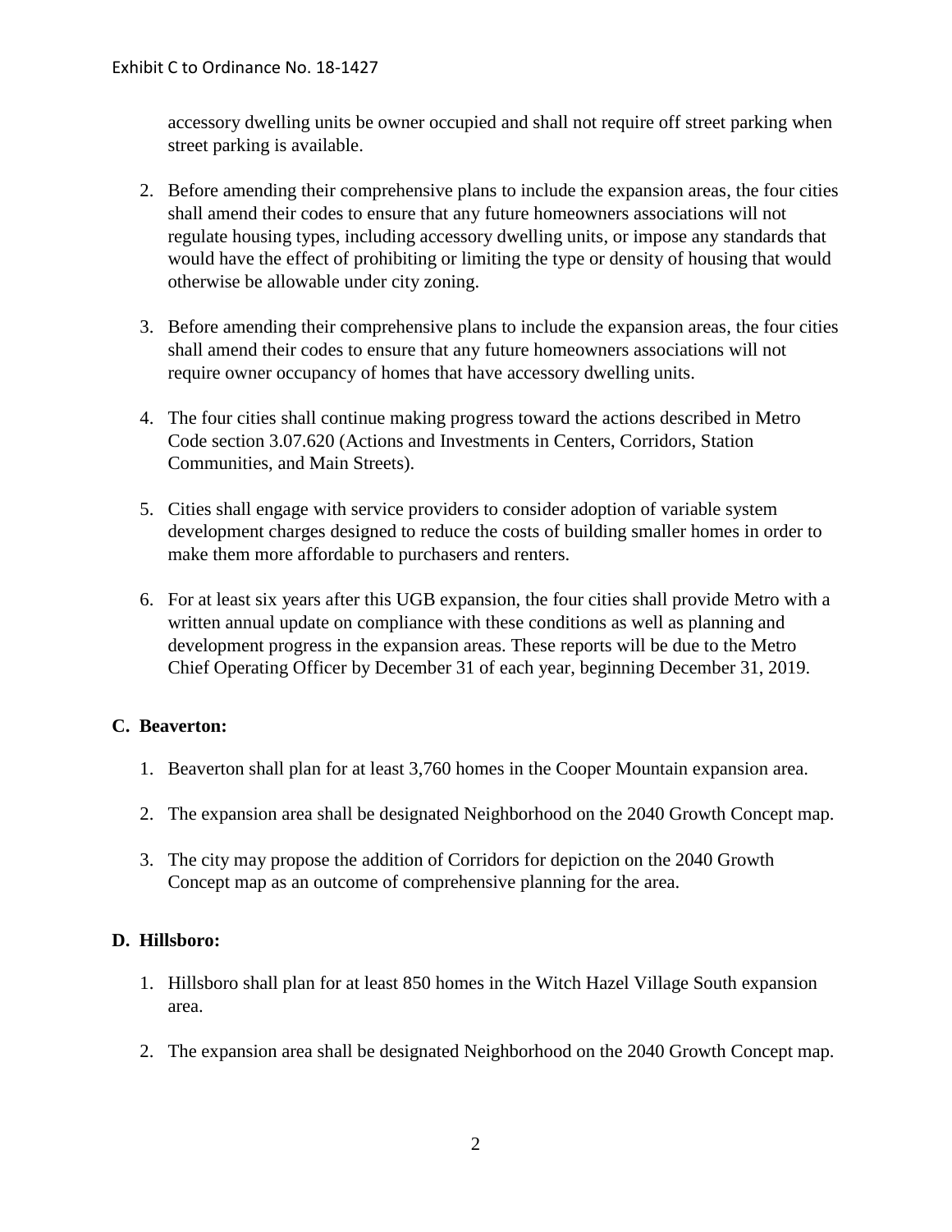accessory dwelling units be owner occupied and shall not require off street parking when street parking is available.

2. Before amending their comprehensive plans to include the expansion areas, the four cities shall amend their codes to ensure that any future homeowners associations will not regulate housing types, including accessory dwelling units, or impose any standards that would have the effect of prohibiting or limiting the type or density of housing that would otherwise be allowable under city zoning.

3. Before amending their comprehensive plans to include the expansion areas, the four cities shall amend their codes to ensure that any future homeowners associations will not require owner occupancy of homes that have accessory dwelling units.

4. The four cities shall continue making progress toward the actions described in Metro Code section 3.07.620 (Actions and Investments in Centers, Corridors, Station Communities, and Main Streets).

5. Cities shall engage with service providers to consider adoption of variable system development charges designed to reduce the costs of building smaller homes in order to make them more affordable to purchasers and renters.

6. For at least six years after this UGB expansion, the four cities shall provide Metro with a written annual update on compliance with these conditions as well as planning and development progress in the expansion areas. These reports will be due to the Metro Chief Operating Officer by December 31 of each year, beginning December 31, 2019.

**C. Beaverton:**

1. Beaverton shall plan for at least 3,760 homes in the Cooper Mountain expansion area.

2. The expansion area shall be designated Neighborhood on the 2040 Growth Concept map.

3. The city may propose the addition of Corridors for depiction on the 2040 Growth Concept map as an outcome of comprehensive planning for the area.

**D. Hillsboro:**

1. Hillsboro shall plan for at least 850 homes in the Witch Hazel Village South expansion area.

2. The expansion area shall be designated Neighborhood on the 2040 Growth Concept map.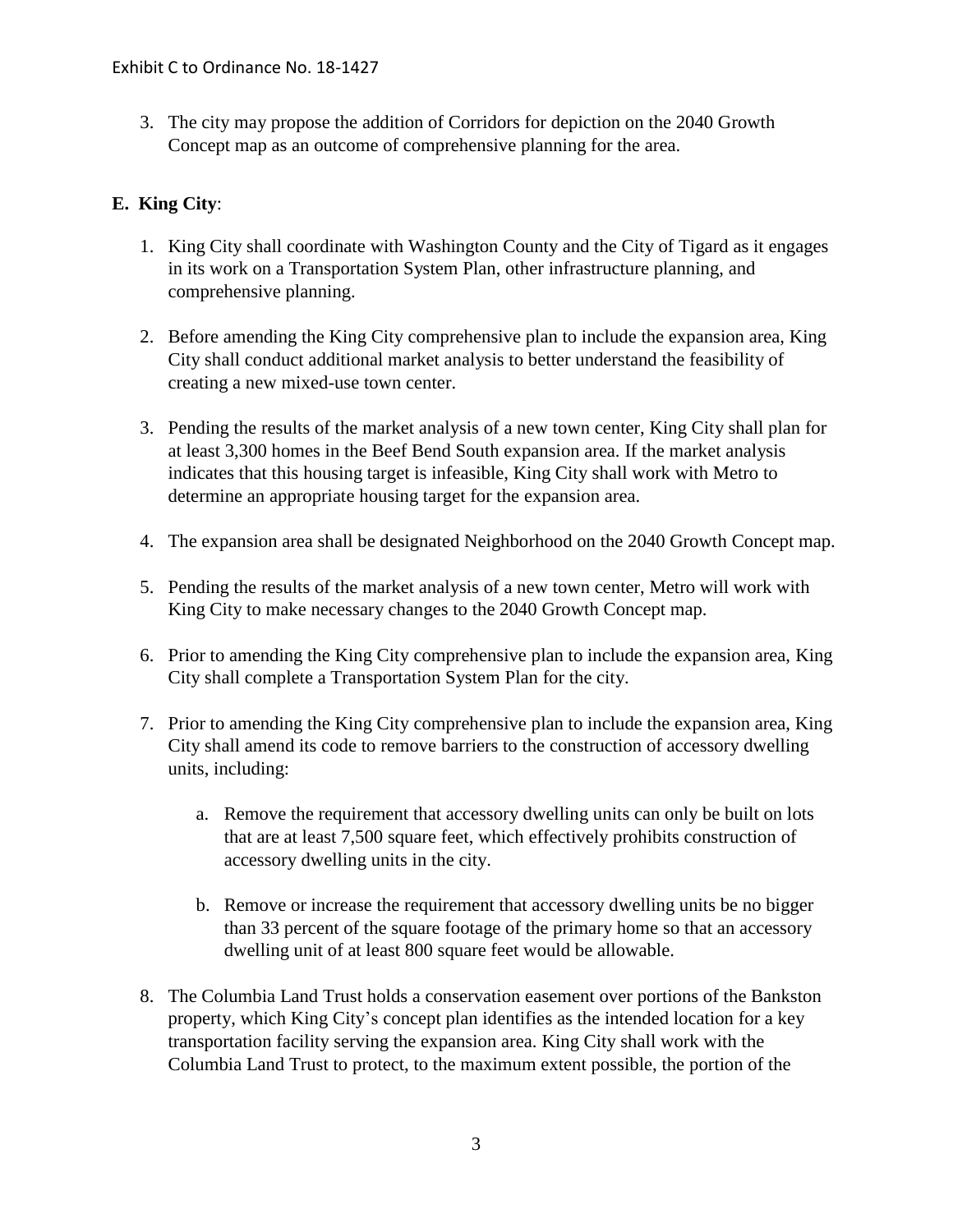3. The city may propose the addition of Corridors for depiction on the 2040 Growth Concept map as an outcome of comprehensive planning for the area.

**E. King City**:

1. King City shall coordinate with Washington County and the City of Tigard as it engages in its work on a Transportation System Plan, other infrastructure planning, and comprehensive planning.

2. Before amending the King City comprehensive plan to include the expansion area, King City shall conduct additional market analysis to better understand the feasibility of creating a new mixed-use town center.

3. Pending the results of the market analysis of a new town center, King City shall plan for at least 3,300 homes in the Beef Bend South expansion area. If the market analysis indicates that this housing target is infeasible, King City shall work with Metro to determine an appropriate housing target for the expansion area.

4. The expansion area shall be designated Neighborhood on the 2040 Growth Concept map.

5. Pending the results of the market analysis of a new town center, Metro will work with King City to make necessary changes to the 2040 Growth Concept map.

6. Prior to amending the King City comprehensive plan to include the expansion area, King City shall complete a Transportation System Plan for the city.

7. Prior to amending the King City comprehensive plan to include the expansion area, King City shall amend its code to remove barriers to the construction of accessory dwelling units, including:

   a. Remove the requirement that accessory dwelling units can only be built on lots that are at least 7,500 square feet, which effectively prohibits construction of accessory dwelling units in the city.

   b. Remove or increase the requirement that accessory dwelling units be no bigger than 33 percent of the square footage of the primary home so that an accessory dwelling unit of at least 800 square feet would be allowable.

8. The Columbia Land Trust holds a conservation easement over portions of the Bankston property, which King City's concept plan identifies as the intended location for a key transportation facility serving the expansion area. King City shall work with the Columbia Land Trust to protect, to the maximum extent possible, the portion of the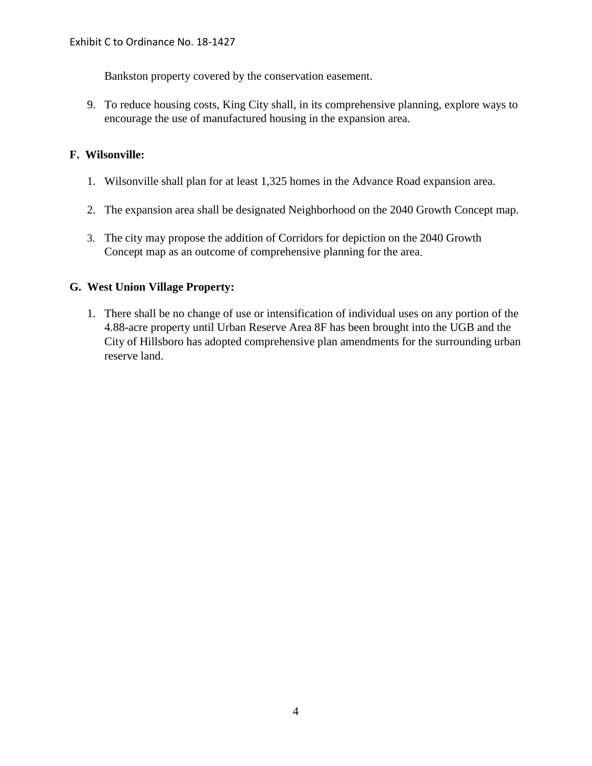Bankston property covered by the conservation easement.

9. To reduce housing costs, King City shall, in its comprehensive planning, explore ways to encourage the use of manufactured housing in the expansion area.

**F. Wilsonville:**

1. Wilsonville shall plan for at least 1,325 homes in the Advance Road expansion area.

2. The expansion area shall be designated Neighborhood on the 2040 Growth Concept map.

3. The city may propose the addition of Corridors for depiction on the 2040 Growth Concept map as an outcome of comprehensive planning for the area.

**G. West Union Village Property:**

1. There shall be no change of use or intensification of individual uses on any portion of the 4.88-acre property until Urban Reserve Area 8F has been brought into the UGB and the City of Hillsboro has adopted comprehensive plan amendments for the surrounding urban reserve land.